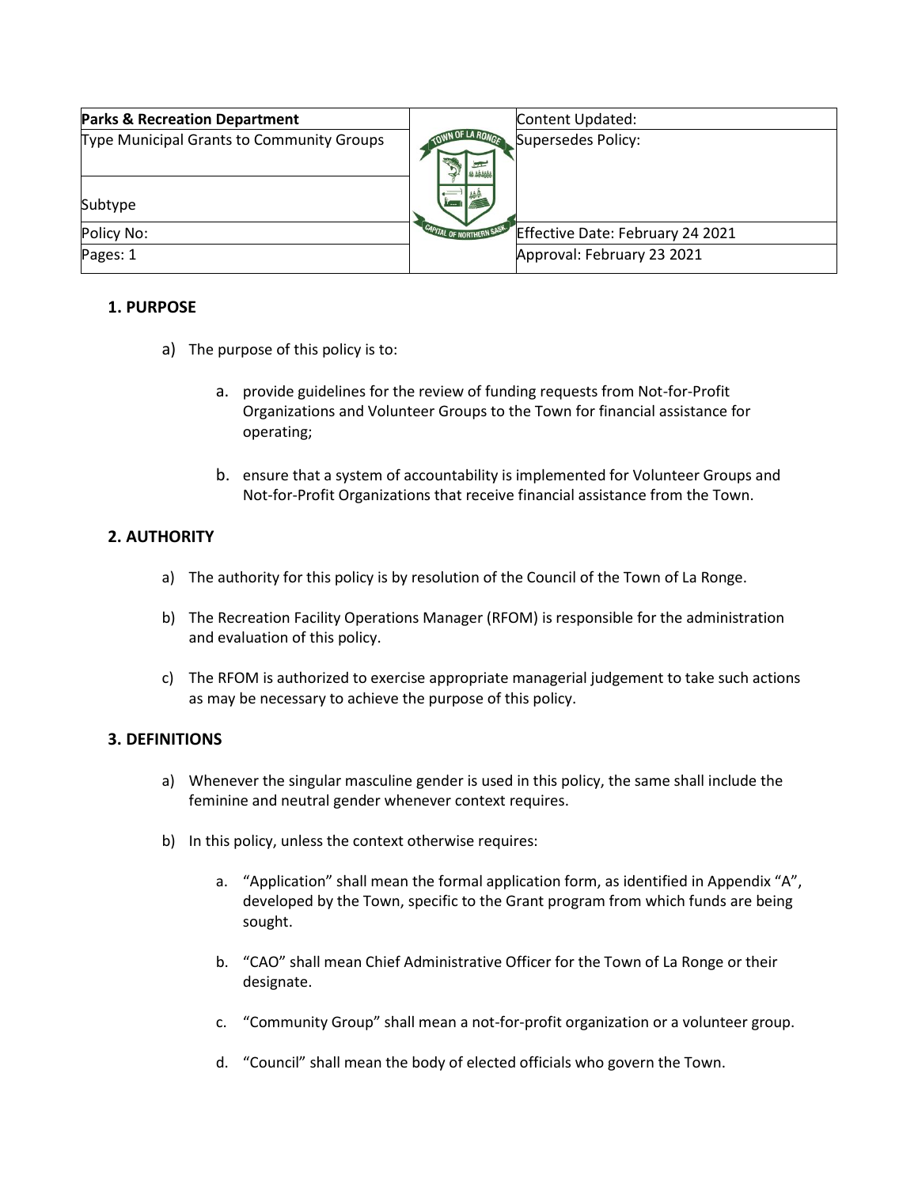| Parks & Recreation Department | | Content Updated: |
|---|---|---|
| Type Municipal Grants to Community Groups | | Supersedes Policy: |
| Subtype | | |
| Policy No: | | Effective Date: February 24 2021 |
| Pages: 1 | | Approval: February 23 2021 |

## 1. PURPOSE

a) The purpose of this policy is to:

   a. provide guidelines for the review of funding requests from Not-for-Profit Organizations and Volunteer Groups to the Town for financial assistance for operating;

   b. ensure that a system of accountability is implemented for Volunteer Groups and Not-for-Profit Organizations that receive financial assistance from the Town.

## 2. AUTHORITY

a) The authority for this policy is by resolution of the Council of the Town of La Ronge.

b) The Recreation Facility Operations Manager (RFOM) is responsible for the administration and evaluation of this policy.

c) The RFOM is authorized to exercise appropriate managerial judgement to take such actions as may be necessary to achieve the purpose of this policy.

## 3. DEFINITIONS

a) Whenever the singular masculine gender is used in this policy, the same shall include the feminine and neutral gender whenever context requires.

b) In this policy, unless the context otherwise requires:

   a. "Application" shall mean the formal application form, as identified in Appendix "A", developed by the Town, specific to the Grant program from which funds are being sought.

   b. "CAO" shall mean Chief Administrative Officer for the Town of La Ronge or their designate.

   c. "Community Group" shall mean a not-for-profit organization or a volunteer group.

   d. "Council" shall mean the body of elected officials who govern the Town.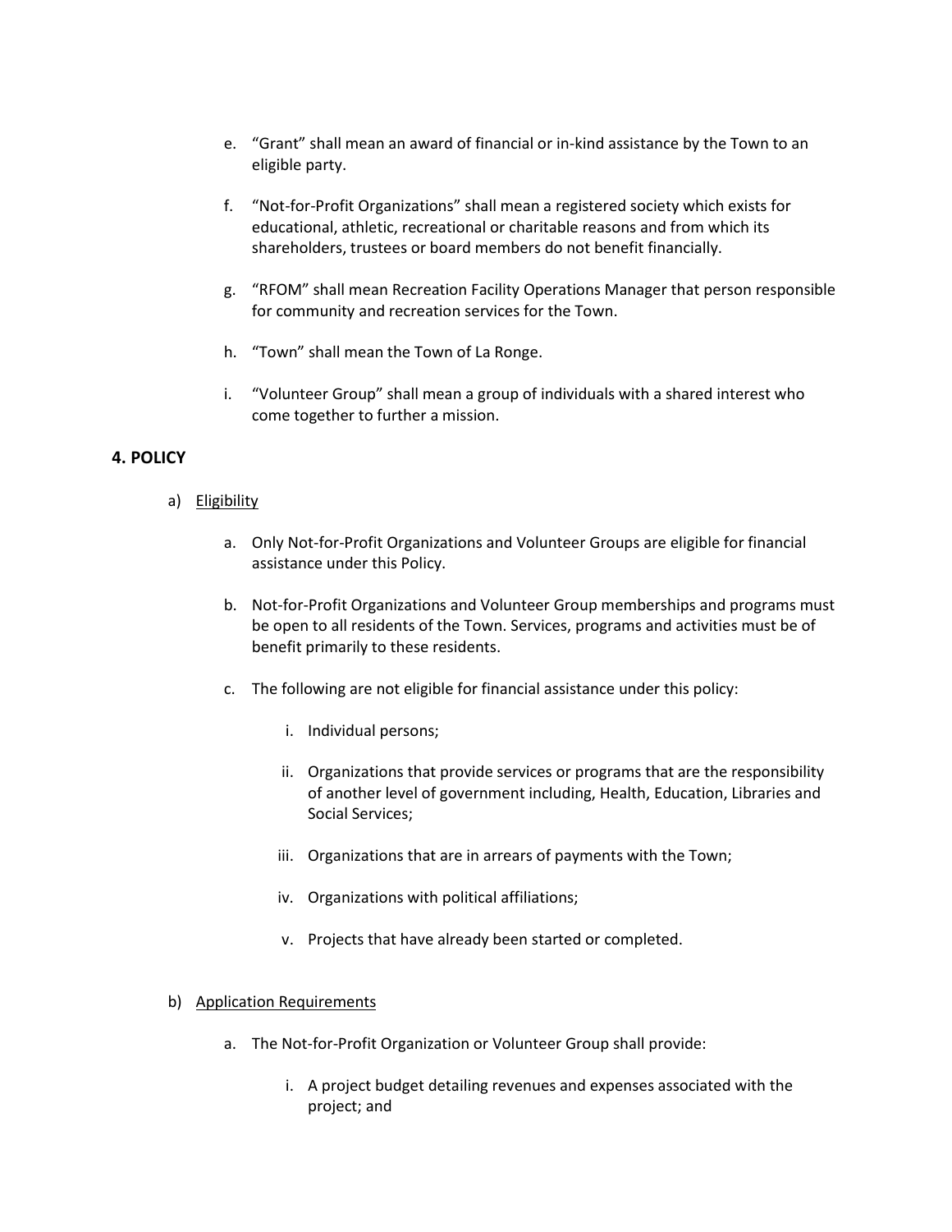e. "Grant" shall mean an award of financial or in-kind assistance by the Town to an eligible party.

f. "Not-for-Profit Organizations" shall mean a registered society which exists for educational, athletic, recreational or charitable reasons and from which its shareholders, trustees or board members do not benefit financially.

g. "RFOM" shall mean Recreation Facility Operations Manager that person responsible for community and recreation services for the Town.

h. "Town" shall mean the Town of La Ronge.

i. "Volunteer Group" shall mean a group of individuals with a shared interest who come together to further a mission.

## 4. POLICY

a) <u>Eligibility</u>

   a. Only Not-for-Profit Organizations and Volunteer Groups are eligible for financial assistance under this Policy.

   b. Not-for-Profit Organizations and Volunteer Group memberships and programs must be open to all residents of the Town. Services, programs and activities must be of benefit primarily to these residents.

   c. The following are not eligible for financial assistance under this policy:

      i. Individual persons;

      ii. Organizations that provide services or programs that are the responsibility of another level of government including, Health, Education, Libraries and Social Services;

      iii. Organizations that are in arrears of payments with the Town;

      iv. Organizations with political affiliations;

      v. Projects that have already been started or completed.

b) <u>Application Requirements</u>

   a. The Not-for-Profit Organization or Volunteer Group shall provide:

      i. A project budget detailing revenues and expenses associated with the project; and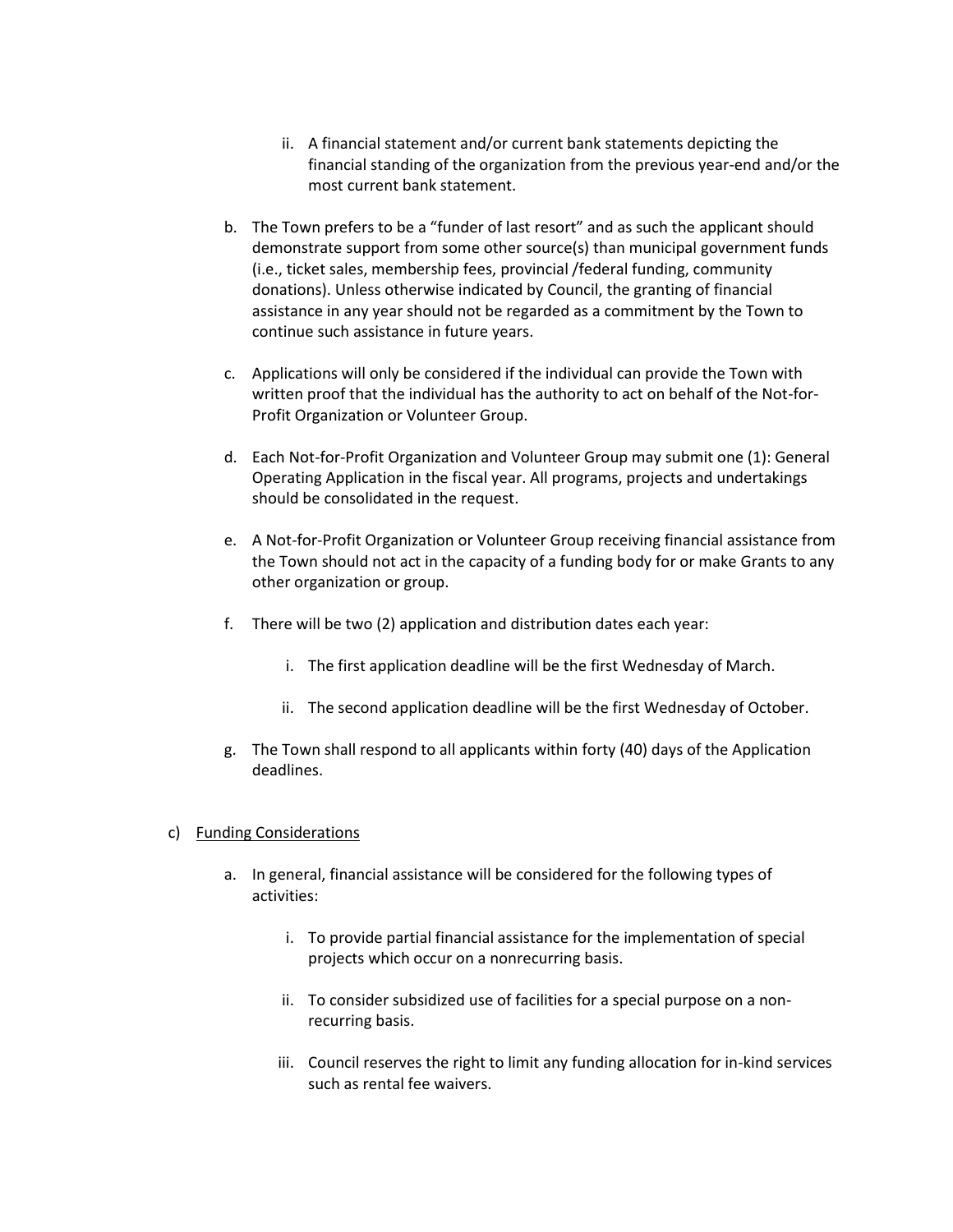ii. A financial statement and/or current bank statements depicting the financial standing of the organization from the previous year-end and/or the most current bank statement.

b. The Town prefers to be a "funder of last resort" and as such the applicant should demonstrate support from some other source(s) than municipal government funds (i.e., ticket sales, membership fees, provincial /federal funding, community donations). Unless otherwise indicated by Council, the granting of financial assistance in any year should not be regarded as a commitment by the Town to continue such assistance in future years.

c. Applications will only be considered if the individual can provide the Town with written proof that the individual has the authority to act on behalf of the Not-for-Profit Organization or Volunteer Group.

d. Each Not-for-Profit Organization and Volunteer Group may submit one (1): General Operating Application in the fiscal year. All programs, projects and undertakings should be consolidated in the request.

e. A Not-for-Profit Organization or Volunteer Group receiving financial assistance from the Town should not act in the capacity of a funding body for or make Grants to any other organization or group.

f. There will be two (2) application and distribution dates each year:

   i. The first application deadline will be the first Wednesday of March.

   ii. The second application deadline will be the first Wednesday of October.

g. The Town shall respond to all applicants within forty (40) days of the Application deadlines.

c) Funding Considerations

a. In general, financial assistance will be considered for the following types of activities:

   i. To provide partial financial assistance for the implementation of special projects which occur on a nonrecurring basis.

   ii. To consider subsidized use of facilities for a special purpose on a non-recurring basis.

   iii. Council reserves the right to limit any funding allocation for in-kind services such as rental fee waivers.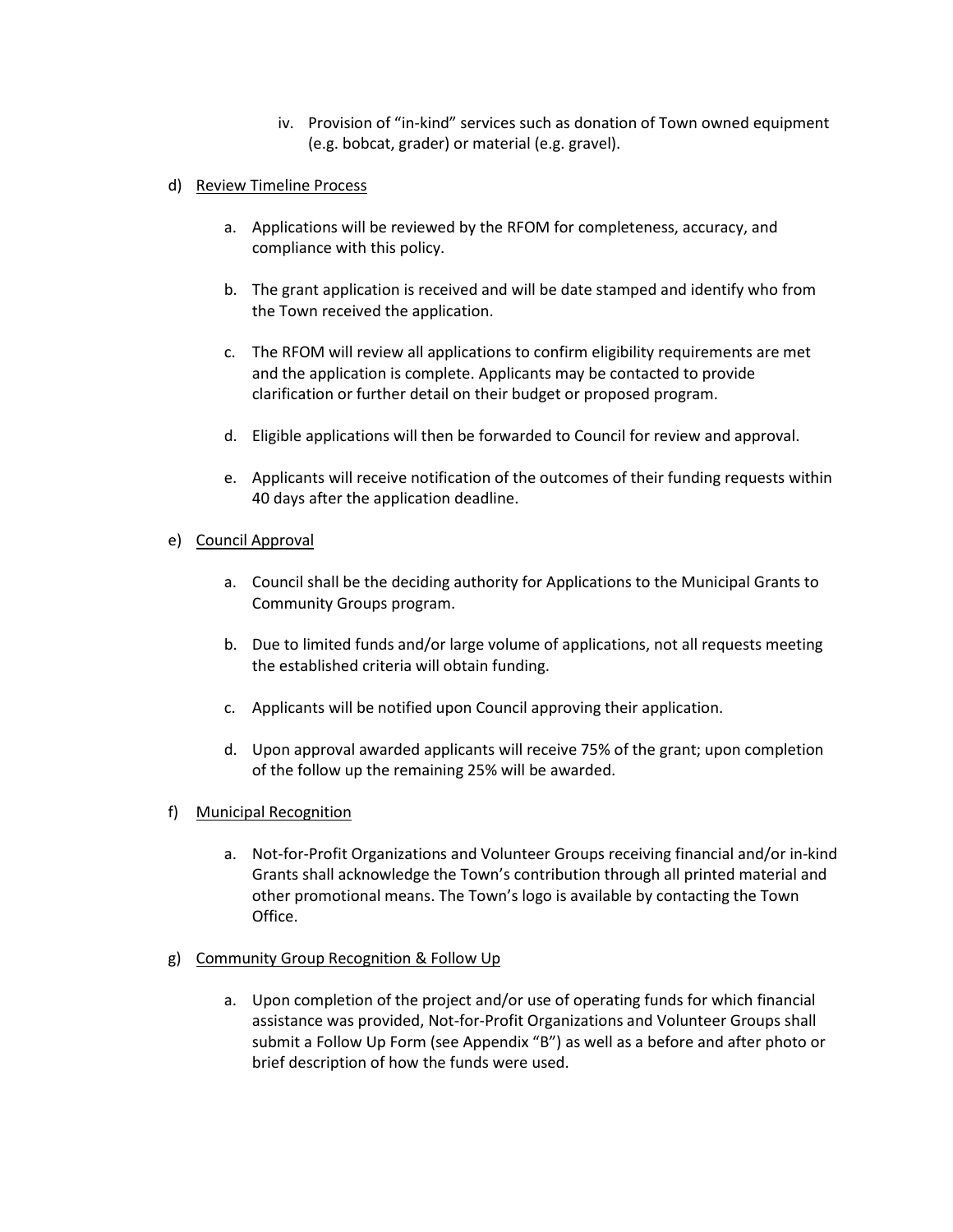iv. Provision of "in-kind" services such as donation of Town owned equipment (e.g. bobcat, grader) or material (e.g. gravel).

d) <u>Review Timeline Process</u>

a. Applications will be reviewed by the RFOM for completeness, accuracy, and compliance with this policy.

b. The grant application is received and will be date stamped and identify who from the Town received the application.

c. The RFOM will review all applications to confirm eligibility requirements are met and the application is complete. Applicants may be contacted to provide clarification or further detail on their budget or proposed program.

d. Eligible applications will then be forwarded to Council for review and approval.

e. Applicants will receive notification of the outcomes of their funding requests within 40 days after the application deadline.

e) <u>Council Approval</u>

a. Council shall be the deciding authority for Applications to the Municipal Grants to Community Groups program.

b. Due to limited funds and/or large volume of applications, not all requests meeting the established criteria will obtain funding.

c. Applicants will be notified upon Council approving their application.

d. Upon approval awarded applicants will receive 75% of the grant; upon completion of the follow up the remaining 25% will be awarded.

f) <u>Municipal Recognition</u>

a. Not-for-Profit Organizations and Volunteer Groups receiving financial and/or in-kind Grants shall acknowledge the Town's contribution through all printed material and other promotional means. The Town's logo is available by contacting the Town Office.

g) <u>Community Group Recognition & Follow Up</u>

a. Upon completion of the project and/or use of operating funds for which financial assistance was provided, Not-for-Profit Organizations and Volunteer Groups shall submit a Follow Up Form (see Appendix "B") as well as a before and after photo or brief description of how the funds were used.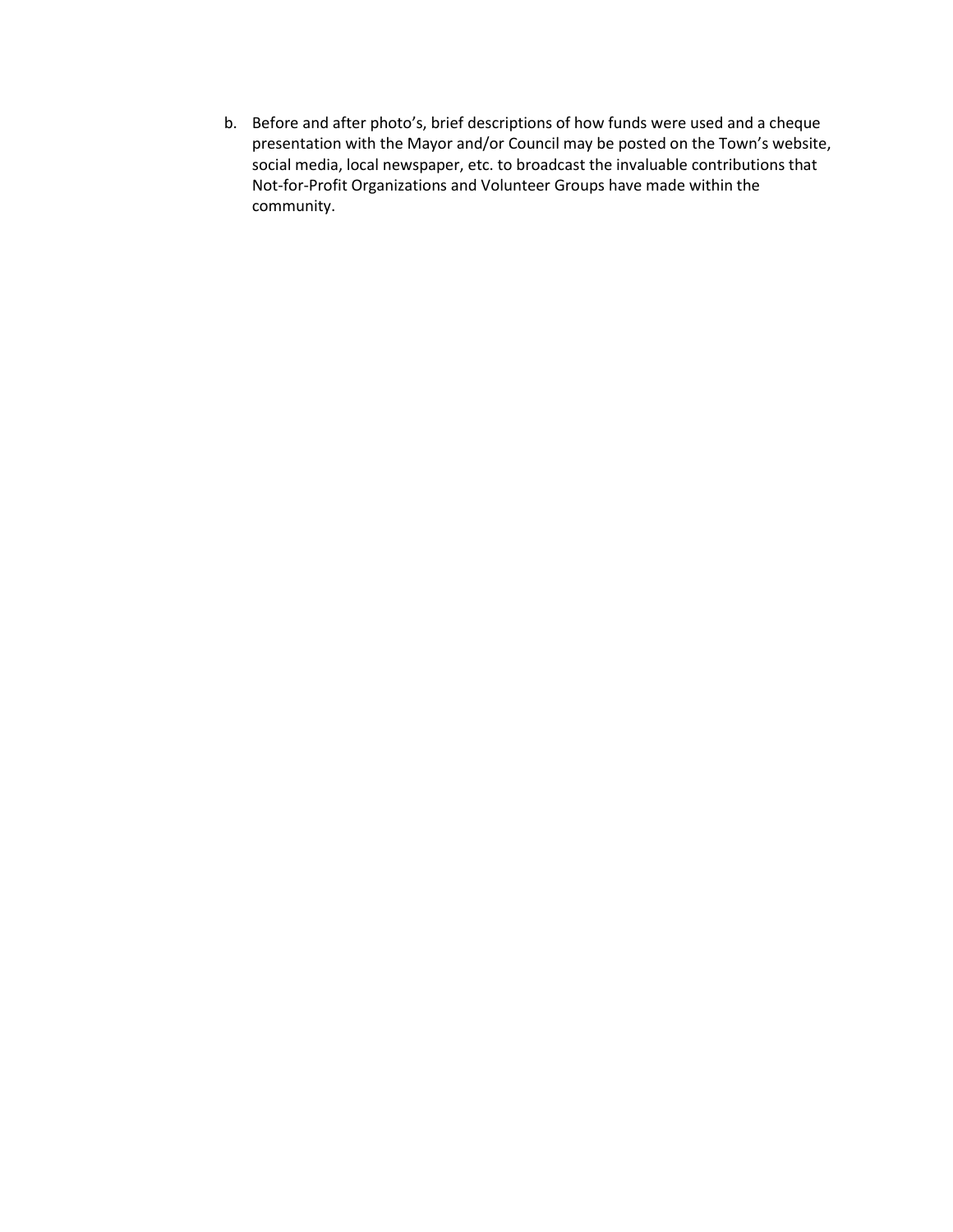b. Before and after photo's, brief descriptions of how funds were used and a cheque presentation with the Mayor and/or Council may be posted on the Town's website, social media, local newspaper, etc. to broadcast the invaluable contributions that Not-for-Profit Organizations and Volunteer Groups have made within the community.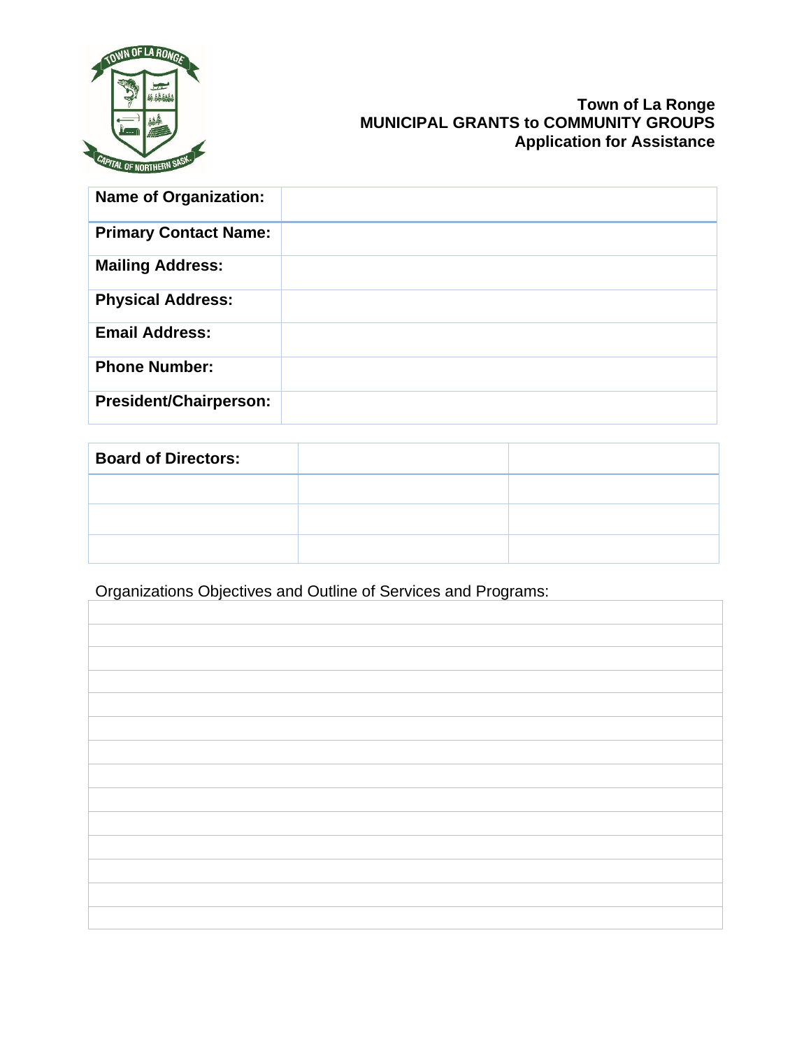**Town of La Ronge**
**MUNICIPAL GRANTS to COMMUNITY GROUPS**
**Application for Assistance**

| **Name of Organization:** | |
|---|---|
| **Primary Contact Name:** | |
| **Mailing Address:** | |
| **Physical Address:** | |
| **Email Address:** | |
| **Phone Number:** | |
| **President/Chairperson:** | |

| **Board of Directors:** | | |
|---|---|---|
| | | |
| | | |
| | | |

Organizations Objectives and Outline of Services and Programs:

| |
|---|
| |
| |
| |
| |
| |
| |
| |
| |
| |
| |
| |
| |
| |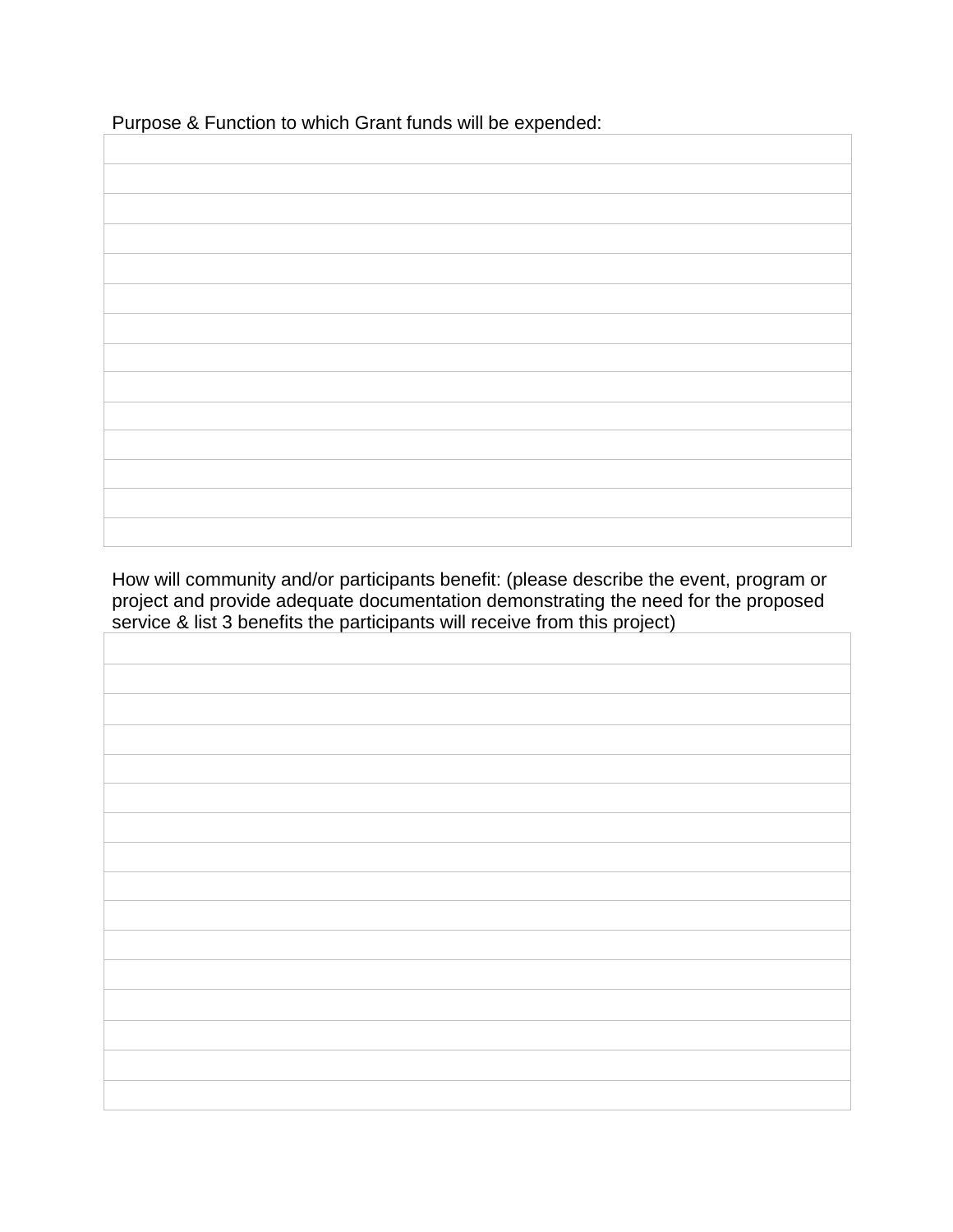Purpose & Function to which Grant funds will be expended:

| |
|---|
| |
| |
| |
| |
| |
| |
| |
| |
| |
| |
| |
| |
| |

How will community and/or participants benefit: (please describe the event, program or project and provide adequate documentation demonstrating the need for the proposed service & list 3 benefits the participants will receive from this project)

| |
|---|
| |
| |
| |
| |
| |
| |
| |
| |
| |
| |
| |
| |
| |
| |
| |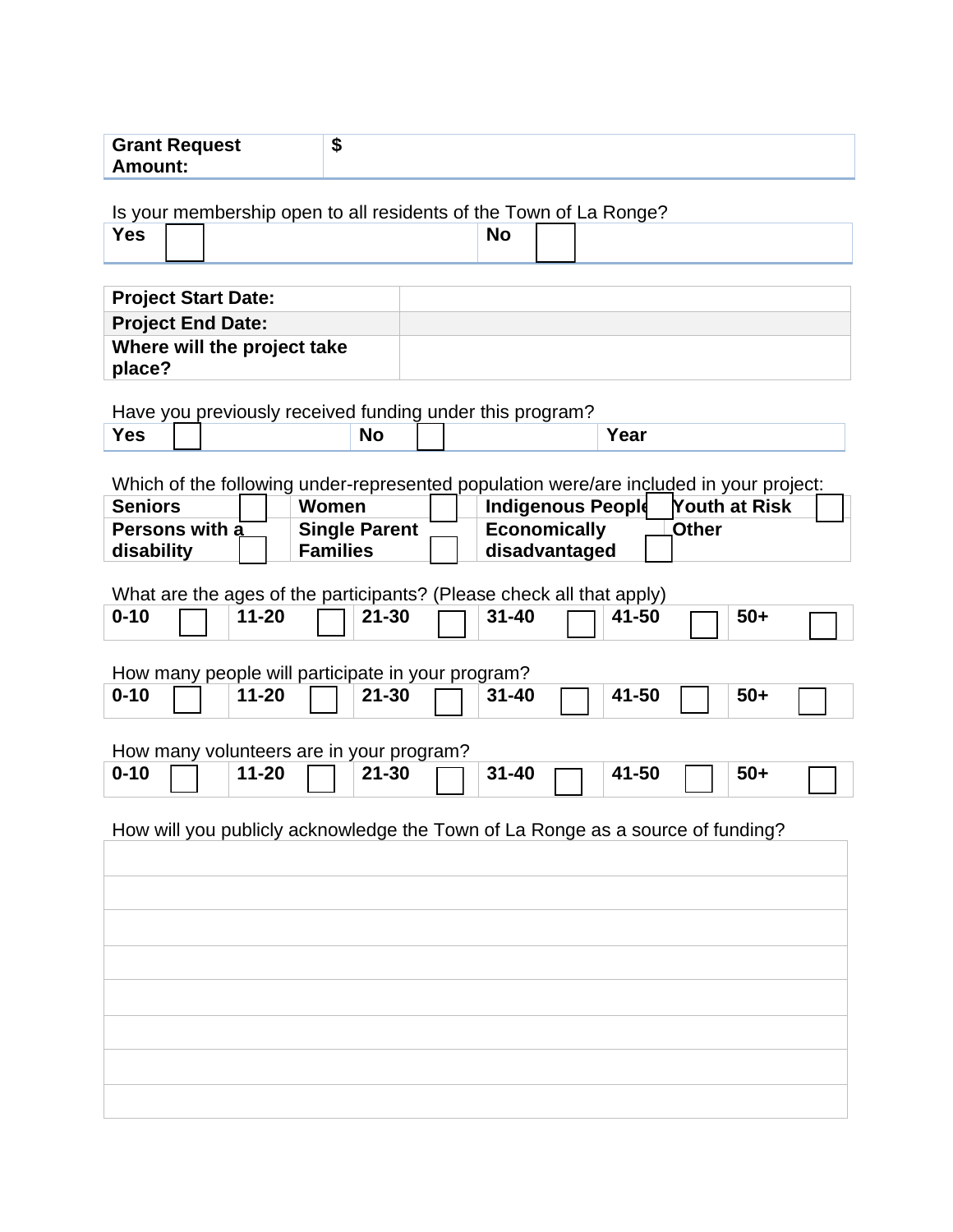| **Grant Request Amount:** | **$** |
|---|---|

Is your membership open to all residents of the Town of La Ronge?

| **Yes** | ☐ | **No** | ☐ |
|---|---|---|---|

| **Project Start Date:** | |
|---|---|
| **Project End Date:** | |
| **Where will the project take place?** | |

Have you previously received funding under this program?

| **Yes** | ☐ | **No** | ☐ | **Year** | |
|---|---|---|---|---|---|

Which of the following under-represented population were/are included in your project:

| **Seniors** | ☐ | **Women** | ☐ | **Indigenous People** | ☐ | **Youth at Risk** | ☐ |
|---|---|---|---|---|---|---|---|
| **Persons with a disability** | ☐ | **Single Parent Families** | ☐ | **Economically disadvantaged** | ☐ | **Other** | |

What are the ages of the participants? (Please check all that apply)

| **0-10** | ☐ | **11-20** | ☐ | **21-30** | ☐ | **31-40** | ☐ | **41-50** | ☐ | **50+** | ☐ |
|---|---|---|---|---|---|---|---|---|---|---|---|

How many people will participate in your program?

| **0-10** | ☐ | **11-20** | ☐ | **21-30** | ☐ | **31-40** | ☐ | **41-50** | ☐ | **50+** | ☐ |
|---|---|---|---|---|---|---|---|---|---|---|---|

How many volunteers are in your program?

| **0-10** | ☐ | **11-20** | ☐ | **21-30** | ☐ | **31-40** | ☐ | **41-50** | ☐ | **50+** | ☐ |
|---|---|---|---|---|---|---|---|---|---|---|---|

How will you publicly acknowledge the Town of La Ronge as a source of funding?

| |
|---|
| |
| |
| |
| |
| |
| |
| |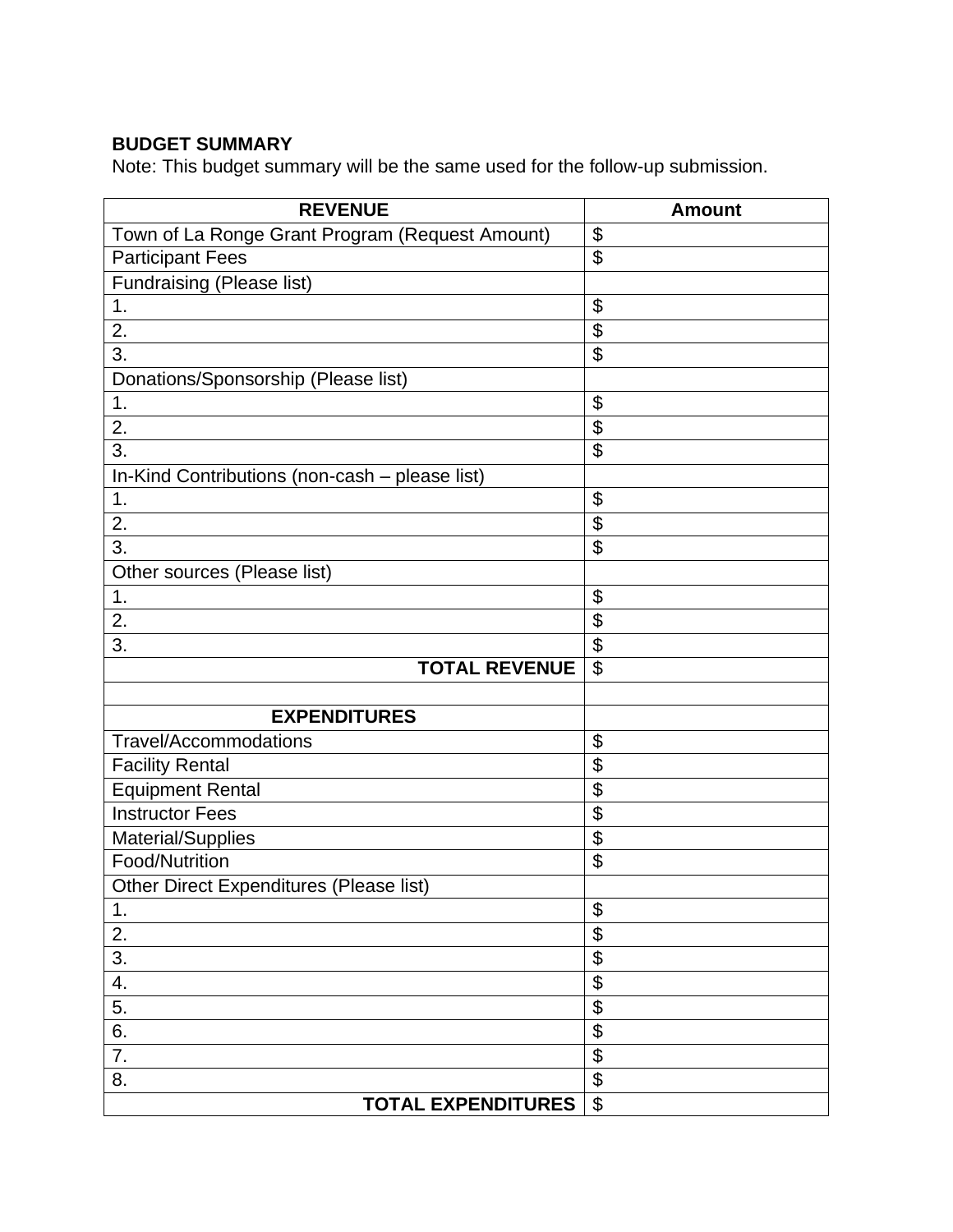**BUDGET SUMMARY**

Note: This budget summary will be the same used for the follow-up submission.

| REVENUE | Amount |
|---|---|
| Town of La Ronge Grant Program (Request Amount) | $ |
| Participant Fees | $ |
| Fundraising (Please list) | |
| 1. | $ |
| 2. | $ |
| 3. | $ |
| Donations/Sponsorship (Please list) | |
| 1. | $ |
| 2. | $ |
| 3. | $ |
| In-Kind Contributions (non-cash – please list) | |
| 1. | $ |
| 2. | $ |
| 3. | $ |
| Other sources (Please list) | |
| 1. | $ |
| 2. | $ |
| 3. | $ |
| **TOTAL REVENUE** | $ |
| | |
| **EXPENDITURES** | |
| Travel/Accommodations | $ |
| Facility Rental | $ |
| Equipment Rental | $ |
| Instructor Fees | $ |
| Material/Supplies | $ |
| Food/Nutrition | $ |
| Other Direct Expenditures (Please list) | |
| 1. | $ |
| 2. | $ |
| 3. | $ |
| 4. | $ |
| 5. | $ |
| 6. | $ |
| 7. | $ |
| 8. | $ |
| **TOTAL EXPENDITURES** | $ |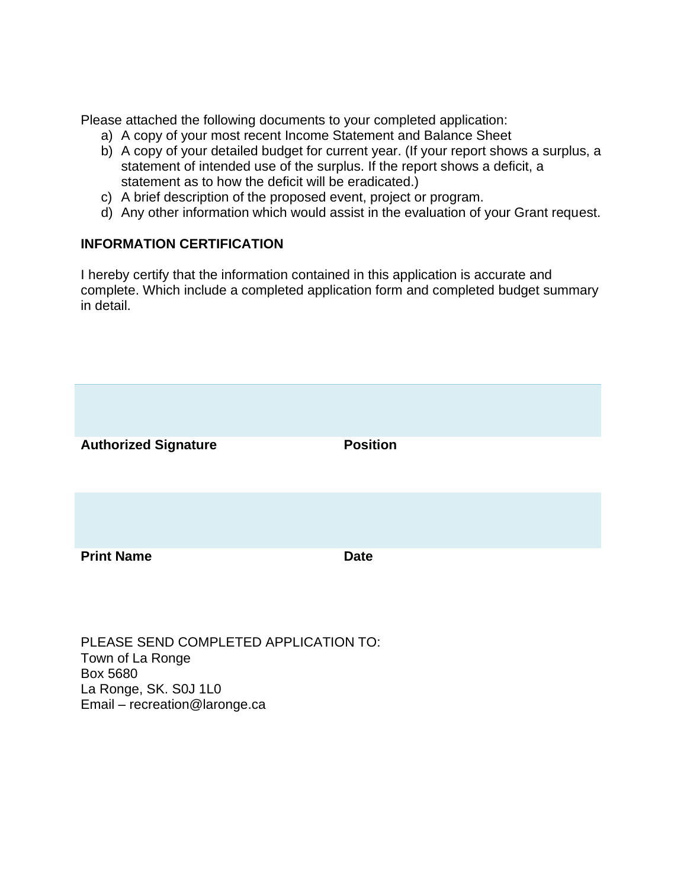Please attached the following documents to your completed application:

a) A copy of your most recent Income Statement and Balance Sheet
b) A copy of your detailed budget for current year. (If your report shows a surplus, a statement of intended use of the surplus. If the report shows a deficit, a statement as to how the deficit will be eradicated.)
c) A brief description of the proposed event, project or program.
d) Any other information which would assist in the evaluation of your Grant request.

**INFORMATION CERTIFICATION**

I hereby certify that the information contained in this application is accurate and complete. Which include a completed application form and completed budget summary in detail.

| | |
|---|---|
| | |
| **Authorized Signature** | **Position** |

| | |
|---|---|
| | |
| **Print Name** | **Date** |

PLEASE SEND COMPLETED APPLICATION TO:
Town of La Ronge
Box 5680
La Ronge, SK. S0J 1L0
Email – recreation@laronge.ca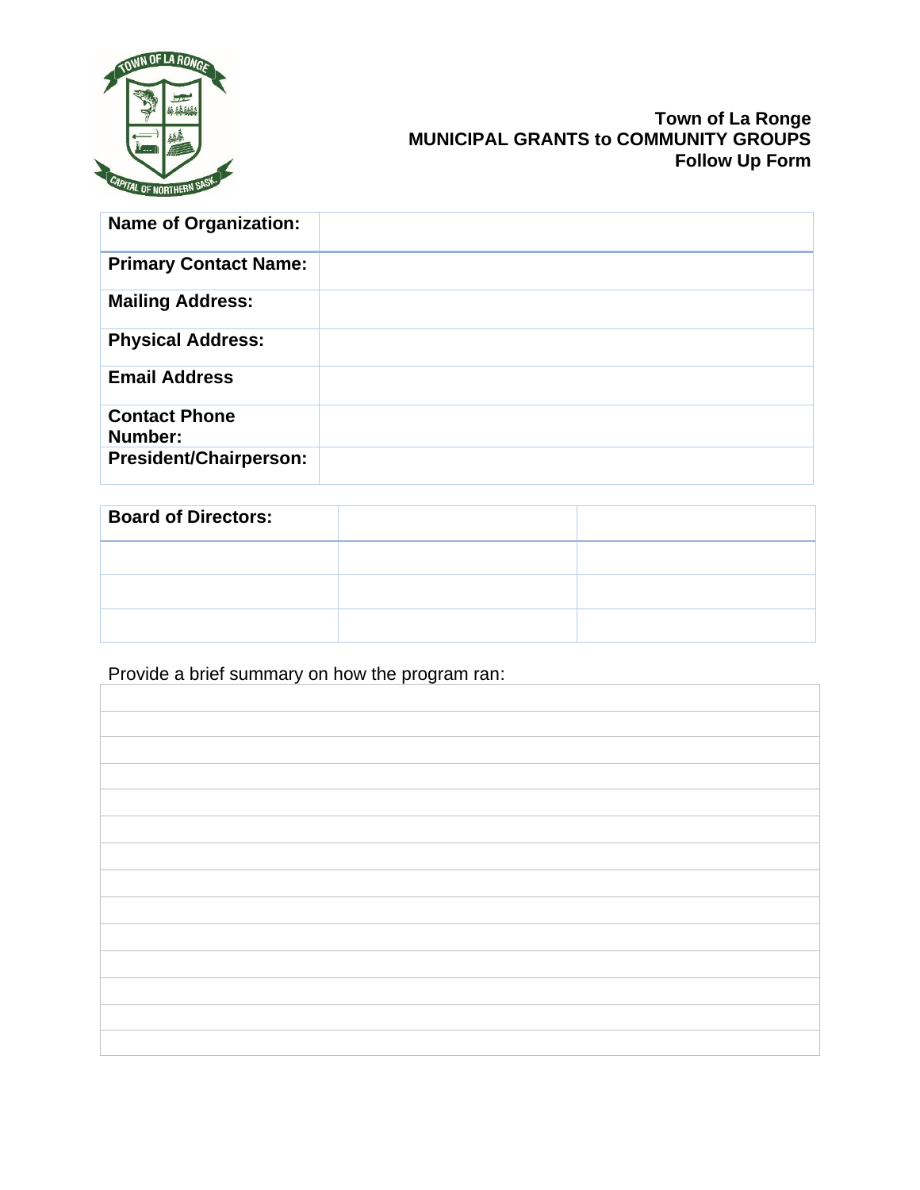**Town of La Ronge**
**MUNICIPAL GRANTS to COMMUNITY GROUPS**
**Follow Up Form**

| **Name of Organization:** | |
|---|---|
| **Primary Contact Name:** | |
| **Mailing Address:** | |
| **Physical Address:** | |
| **Email Address** | |
| **Contact Phone Number:** | |
| **President/Chairperson:** | |

| **Board of Directors:** | | |
|---|---|---|
| | | |
| | | |
| | | |

Provide a brief summary on how the program ran:

| |
|---|
| |
| |
| |
| |
| |
| |
| |
| |
| |
| |
| |
| |
| |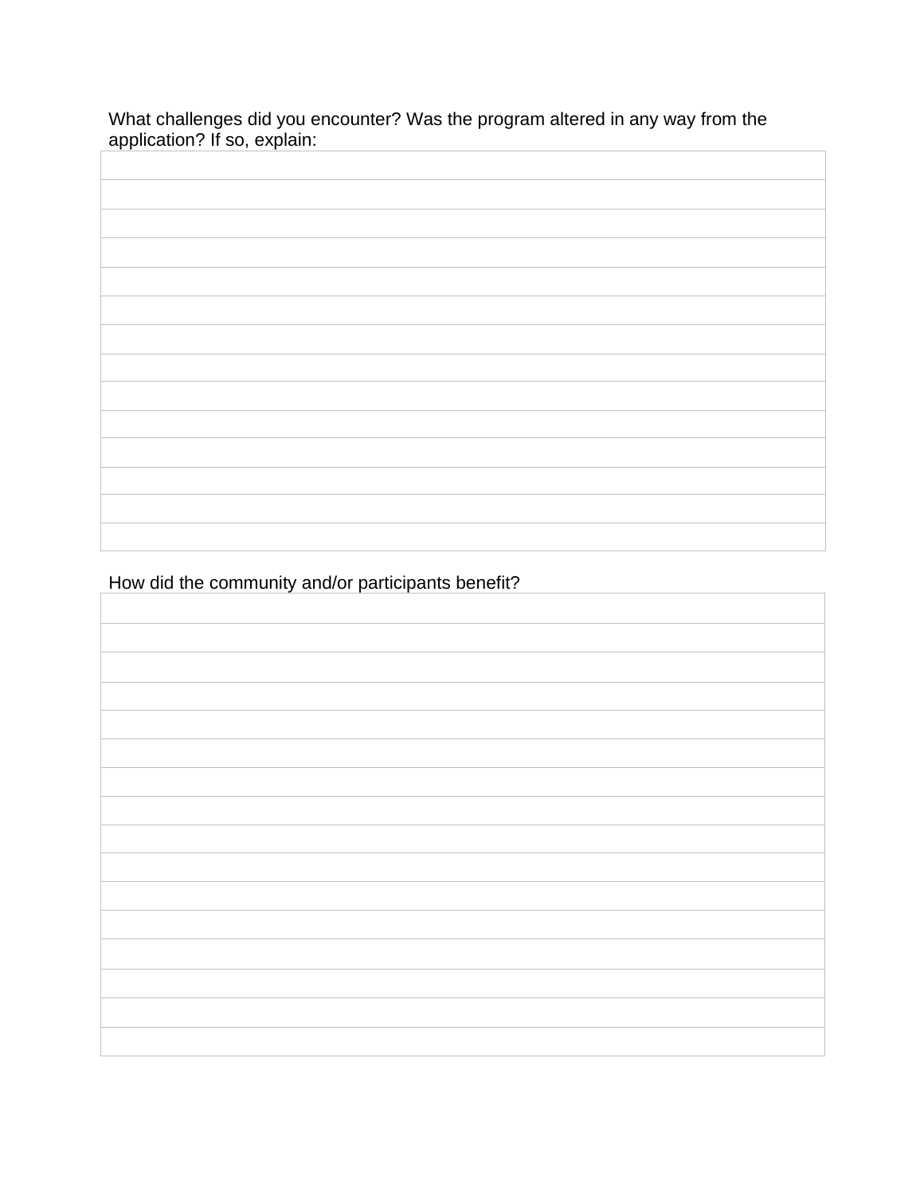What challenges did you encounter? Was the program altered in any way from the application? If so, explain:

| |
|---|
| |
| |
| |
| |
| |
| |
| |
| |
| |
| |
| |
| |
| |

How did the community and/or participants benefit?

| |
|---|
| |
| |
| |
| |
| |
| |
| |
| |
| |
| |
| |
| |
| |
| |
| |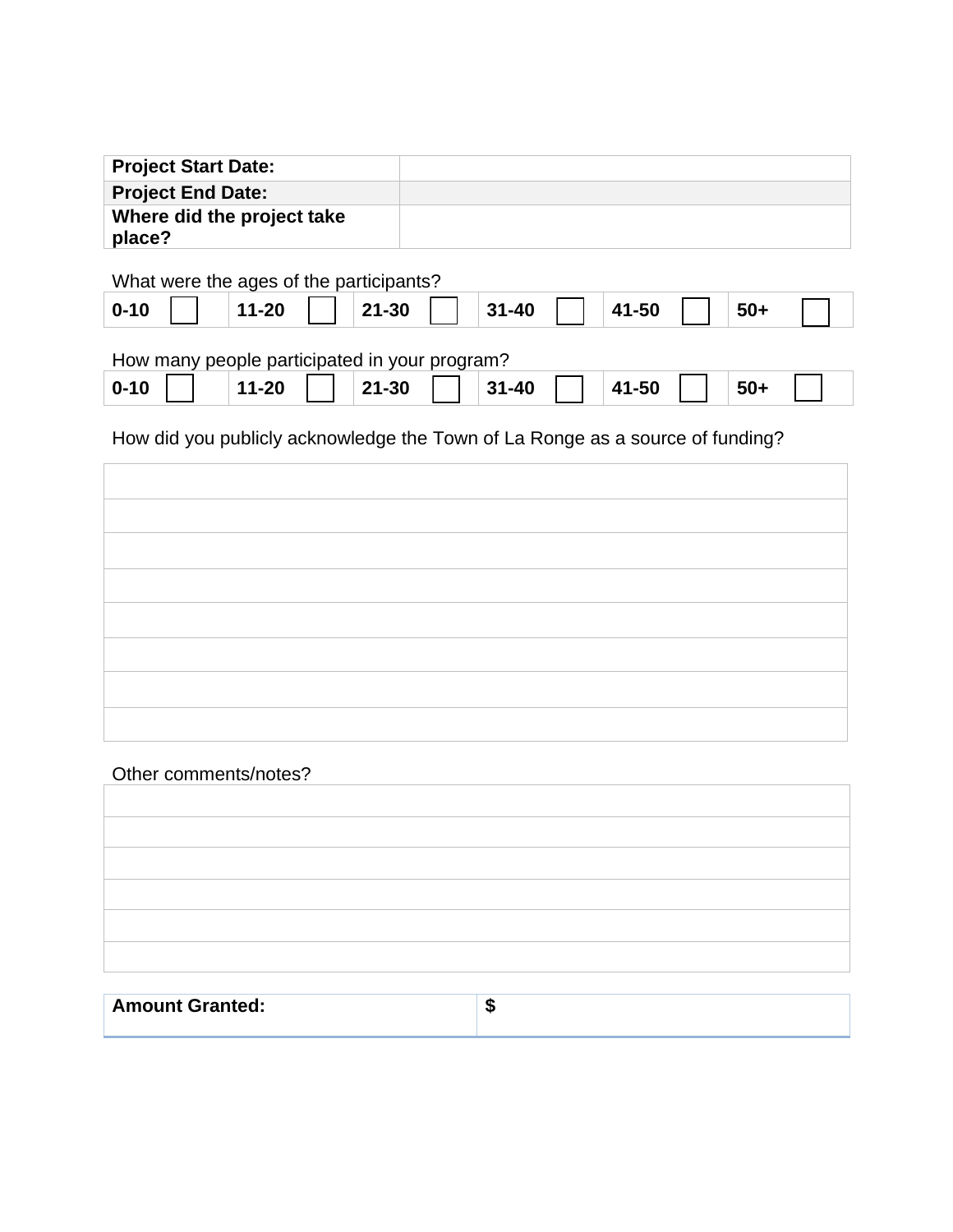| Project Start Date: | |
|---|---|
| **Project End Date:** | |
| **Where did the project take place?** | |

What were the ages of the participants?

| 0-10 ☐ | 11-20 ☐ | 21-30 ☐ | 31-40 ☐ | 41-50 ☐ | 50+ ☐ |
|---|---|---|---|---|---|

How many people participated in your program?

| 0-10 ☐ | 11-20 ☐ | 21-30 ☐ | 31-40 ☐ | 41-50 ☐ | 50+ ☐ |
|---|---|---|---|---|---|

How did you publicly acknowledge the Town of La Ronge as a source of funding?

| |
|---|
| |
| |
| |
| |
| |
| |
| |

Other comments/notes?

| |
|---|
| |
| |
| |
| |
| |

| Amount Granted: | $ |
|---|---|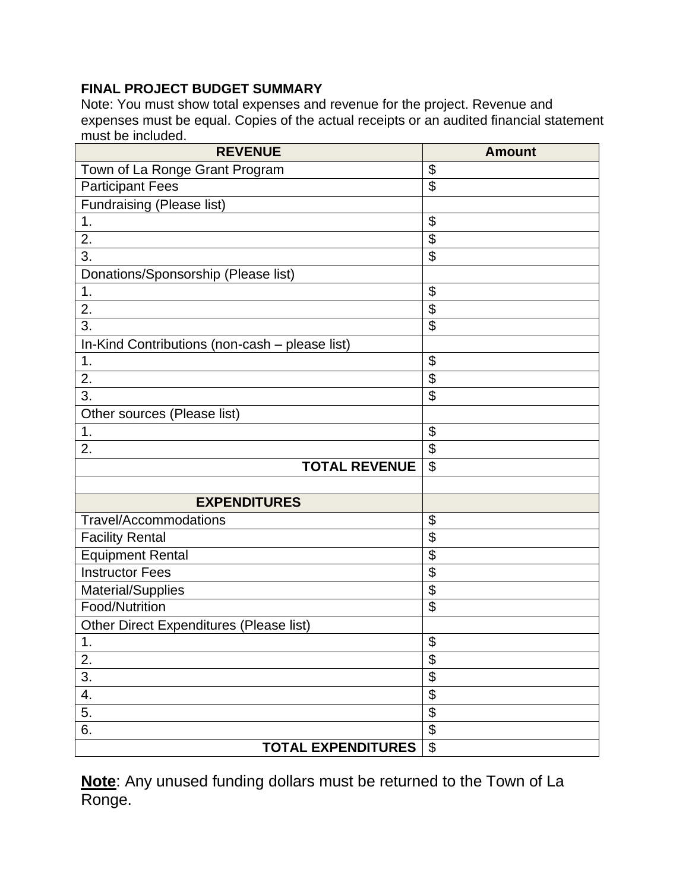**FINAL PROJECT BUDGET SUMMARY**

Note: You must show total expenses and revenue for the project. Revenue and expenses must be equal. Copies of the actual receipts or an audited financial statement must be included.

| REVENUE | Amount |
|---|---|
| Town of La Ronge Grant Program | $ |
| Participant Fees | $ |
| Fundraising (Please list) | |
| 1. | $ |
| 2. | $ |
| 3. | $ |
| Donations/Sponsorship (Please list) | |
| 1. | $ |
| 2. | $ |
| 3. | $ |
| In-Kind Contributions (non-cash – please list) | |
| 1. | $ |
| 2. | $ |
| 3. | $ |
| Other sources (Please list) | |
| 1. | $ |
| 2. | $ |
| **TOTAL REVENUE** | $ |
| | |
| **EXPENDITURES** | |
| Travel/Accommodations | $ |
| Facility Rental | $ |
| Equipment Rental | $ |
| Instructor Fees | $ |
| Material/Supplies | $ |
| Food/Nutrition | $ |
| Other Direct Expenditures (Please list) | |
| 1. | $ |
| 2. | $ |
| 3. | $ |
| 4. | $ |
| 5. | $ |
| 6. | $ |
| **TOTAL EXPENDITURES** | $ |

**Note**: Any unused funding dollars must be returned to the Town of La Ronge.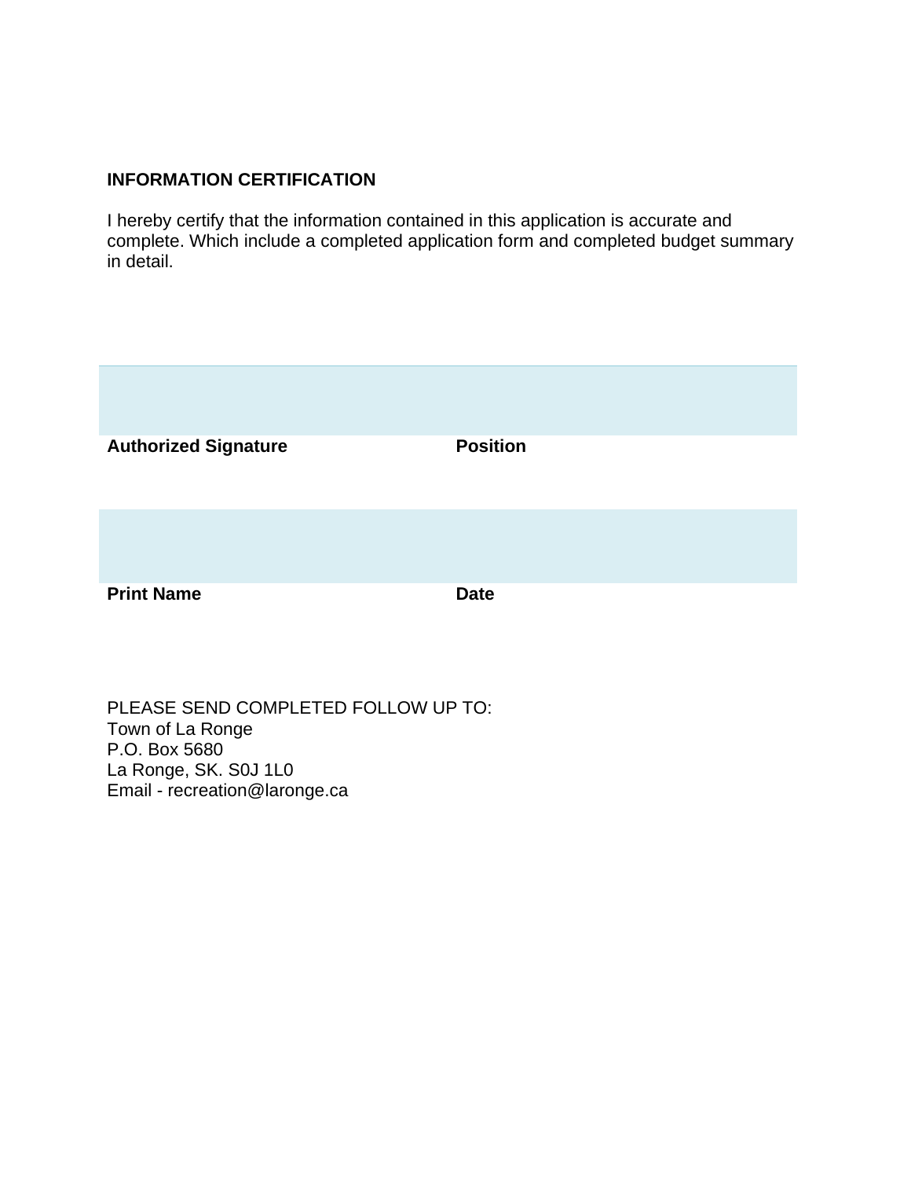**INFORMATION CERTIFICATION**

I hereby certify that the information contained in this application is accurate and complete. Which include a completed application form and completed budget summary in detail.

| | |
|---|---|
| | |
| **Authorized Signature** | **Position** |
| | |
| **Print Name** | **Date** |

PLEASE SEND COMPLETED FOLLOW UP TO:
Town of La Ronge
P.O. Box 5680
La Ronge, SK. S0J 1L0
Email - recreation@laronge.ca